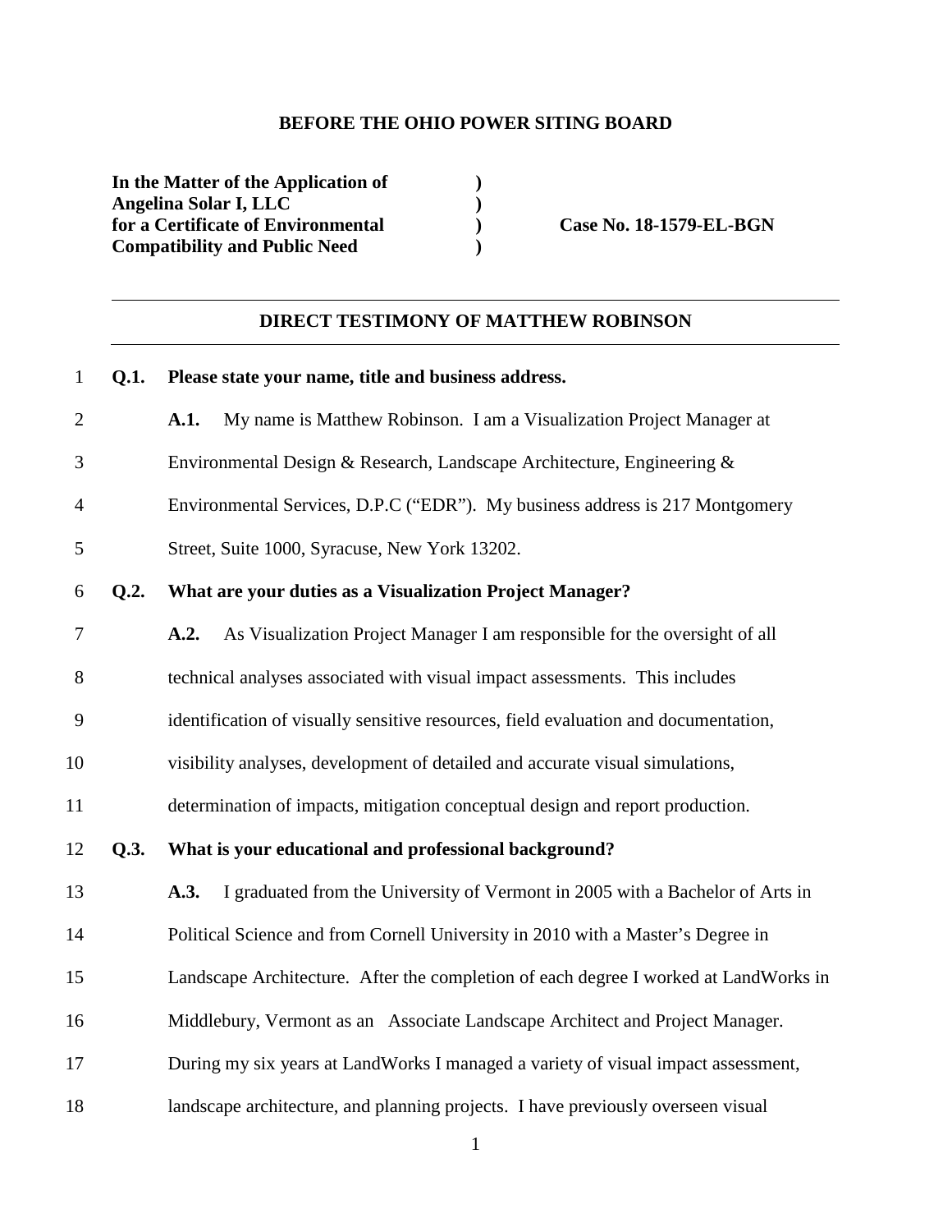**BEFORE THE OHIO POWER SITING BOARD**

**In the Matter of the Application of )**
**Angelina Solar I, LLC )**
**for a Certificate of Environmental ) Case No. 18-1579-EL-BGN**
**Compatibility and Public Need )**

---

**DIRECT TESTIMONY OF MATTHEW ROBINSON**

---

**Q.1. Please state your name, title and business address.**

**A.1.** My name is Matthew Robinson. I am a Visualization Project Manager at Environmental Design & Research, Landscape Architecture, Engineering & Environmental Services, D.P.C ("EDR"). My business address is 217 Montgomery Street, Suite 1000, Syracuse, New York 13202.

**Q.2. What are your duties as a Visualization Project Manager?**

**A.2.** As Visualization Project Manager I am responsible for the oversight of all technical analyses associated with visual impact assessments. This includes identification of visually sensitive resources, field evaluation and documentation, visibility analyses, development of detailed and accurate visual simulations, determination of impacts, mitigation conceptual design and report production.

**Q.3. What is your educational and professional background?**

**A.3.** I graduated from the University of Vermont in 2005 with a Bachelor of Arts in Political Science and from Cornell University in 2010 with a Master's Degree in Landscape Architecture. After the completion of each degree I worked at LandWorks in Middlebury, Vermont as an Associate Landscape Architect and Project Manager. During my six years at LandWorks I managed a variety of visual impact assessment, landscape architecture, and planning projects. I have previously overseen visual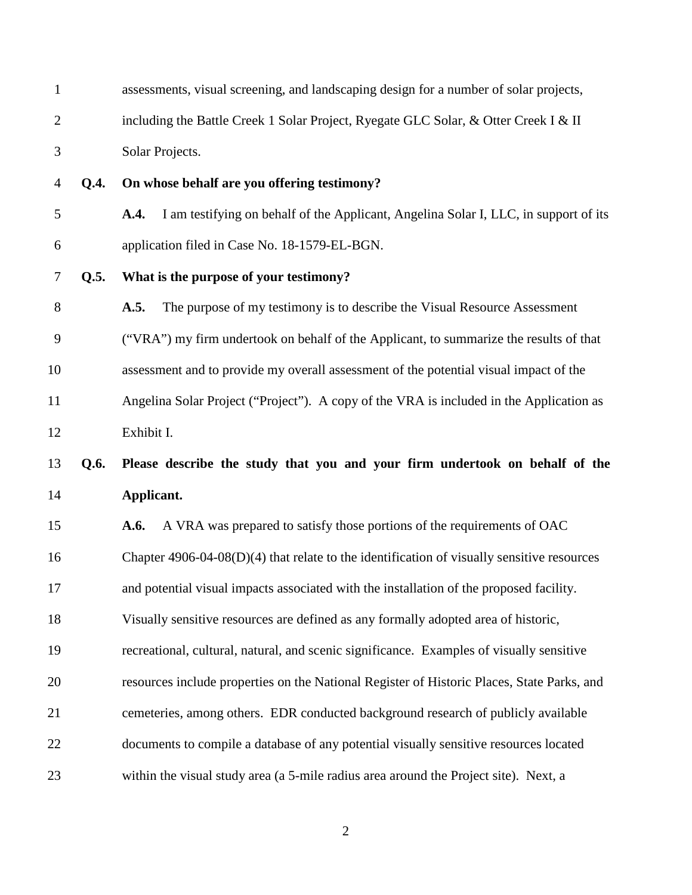assessments, visual screening, and landscaping design for a number of solar projects, including the Battle Creek 1 Solar Project, Ryegate GLC Solar, & Otter Creek I & II Solar Projects.

**Q.4. On whose behalf are you offering testimony?**

**A.4.** I am testifying on behalf of the Applicant, Angelina Solar I, LLC, in support of its application filed in Case No. 18-1579-EL-BGN.

**Q.5. What is the purpose of your testimony?**

**A.5.** The purpose of my testimony is to describe the Visual Resource Assessment ("VRA") my firm undertook on behalf of the Applicant, to summarize the results of that assessment and to provide my overall assessment of the potential visual impact of the Angelina Solar Project ("Project"). A copy of the VRA is included in the Application as Exhibit I.

**Q.6. Please describe the study that you and your firm undertook on behalf of the Applicant.**

**A.6.** A VRA was prepared to satisfy those portions of the requirements of OAC Chapter 4906-04-08(D)(4) that relate to the identification of visually sensitive resources and potential visual impacts associated with the installation of the proposed facility. Visually sensitive resources are defined as any formally adopted area of historic, recreational, cultural, natural, and scenic significance. Examples of visually sensitive resources include properties on the National Register of Historic Places, State Parks, and cemeteries, among others. EDR conducted background research of publicly available documents to compile a database of any potential visually sensitive resources located within the visual study area (a 5-mile radius area around the Project site). Next, a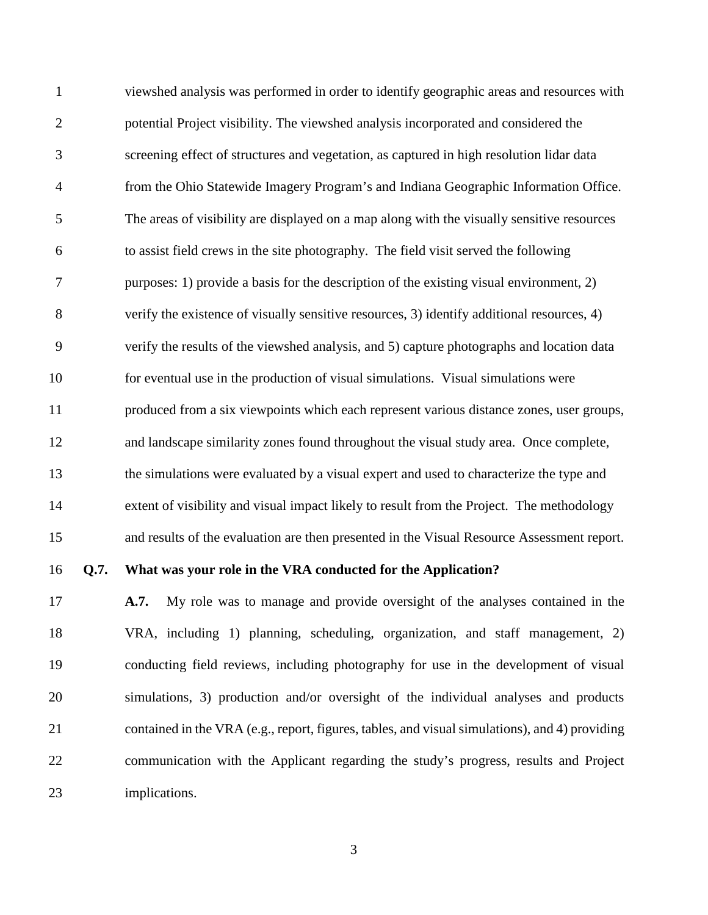viewshed analysis was performed in order to identify geographic areas and resources with potential Project visibility. The viewshed analysis incorporated and considered the screening effect of structures and vegetation, as captured in high resolution lidar data from the Ohio Statewide Imagery Program's and Indiana Geographic Information Office. The areas of visibility are displayed on a map along with the visually sensitive resources to assist field crews in the site photography. The field visit served the following purposes: 1) provide a basis for the description of the existing visual environment, 2) verify the existence of visually sensitive resources, 3) identify additional resources, 4) verify the results of the viewshed analysis, and 5) capture photographs and location data for eventual use in the production of visual simulations. Visual simulations were produced from a six viewpoints which each represent various distance zones, user groups, and landscape similarity zones found throughout the visual study area. Once complete, the simulations were evaluated by a visual expert and used to characterize the type and extent of visibility and visual impact likely to result from the Project. The methodology and results of the evaluation are then presented in the Visual Resource Assessment report.

**Q.7. What was your role in the VRA conducted for the Application?**

**A.7.** My role was to manage and provide oversight of the analyses contained in the VRA, including 1) planning, scheduling, organization, and staff management, 2) conducting field reviews, including photography for use in the development of visual simulations, 3) production and/or oversight of the individual analyses and products contained in the VRA (e.g., report, figures, tables, and visual simulations), and 4) providing communication with the Applicant regarding the study's progress, results and Project implications.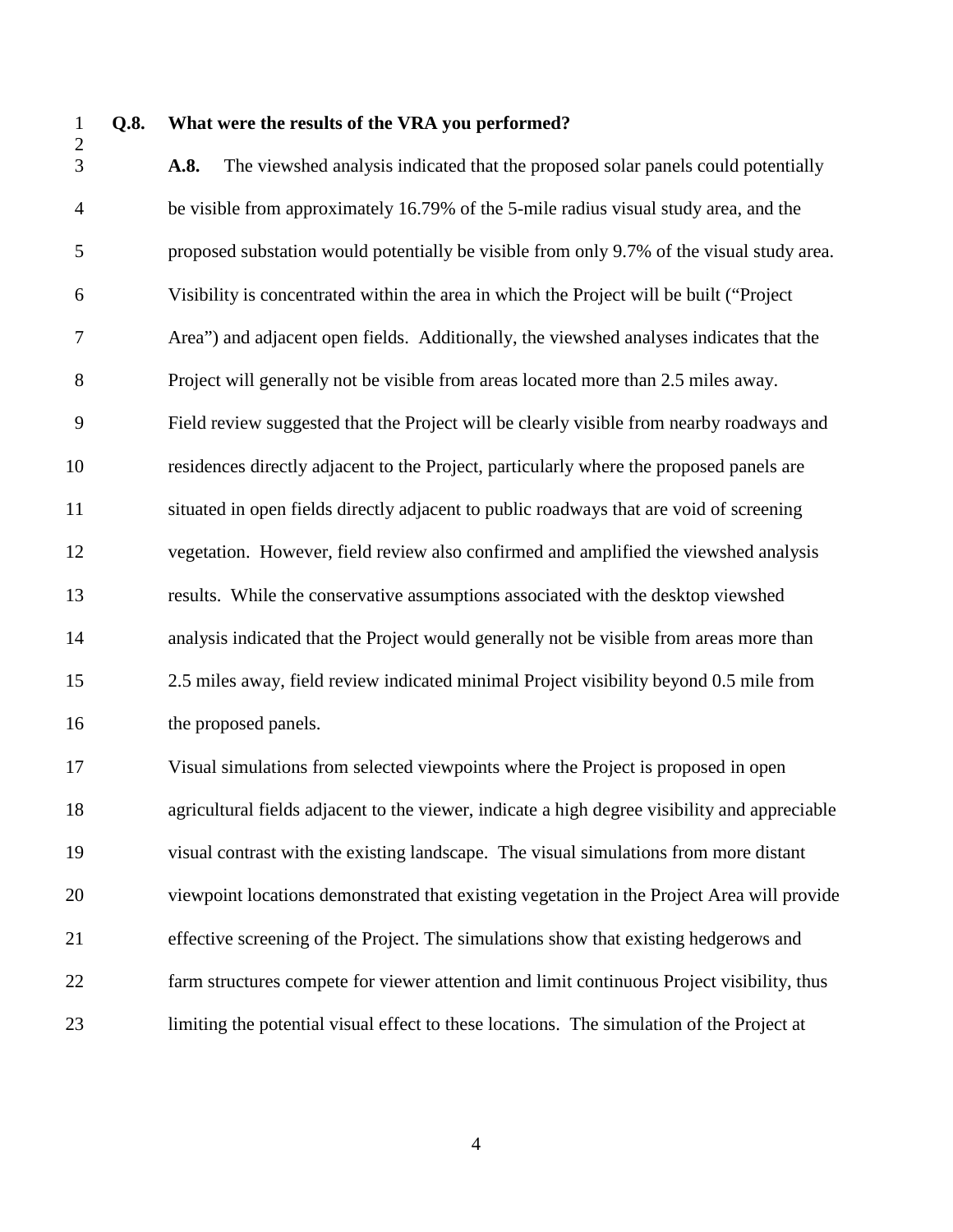**Q.8. What were the results of the VRA you performed?**

**A.8.** The viewshed analysis indicated that the proposed solar panels could potentially be visible from approximately 16.79% of the 5-mile radius visual study area, and the proposed substation would potentially be visible from only 9.7% of the visual study area. Visibility is concentrated within the area in which the Project will be built ("Project Area") and adjacent open fields. Additionally, the viewshed analyses indicates that the Project will generally not be visible from areas located more than 2.5 miles away. Field review suggested that the Project will be clearly visible from nearby roadways and residences directly adjacent to the Project, particularly where the proposed panels are situated in open fields directly adjacent to public roadways that are void of screening vegetation. However, field review also confirmed and amplified the viewshed analysis results. While the conservative assumptions associated with the desktop viewshed analysis indicated that the Project would generally not be visible from areas more than 2.5 miles away, field review indicated minimal Project visibility beyond 0.5 mile from the proposed panels.

Visual simulations from selected viewpoints where the Project is proposed in open agricultural fields adjacent to the viewer, indicate a high degree visibility and appreciable visual contrast with the existing landscape. The visual simulations from more distant viewpoint locations demonstrated that existing vegetation in the Project Area will provide effective screening of the Project. The simulations show that existing hedgerows and farm structures compete for viewer attention and limit continuous Project visibility, thus limiting the potential visual effect to these locations. The simulation of the Project at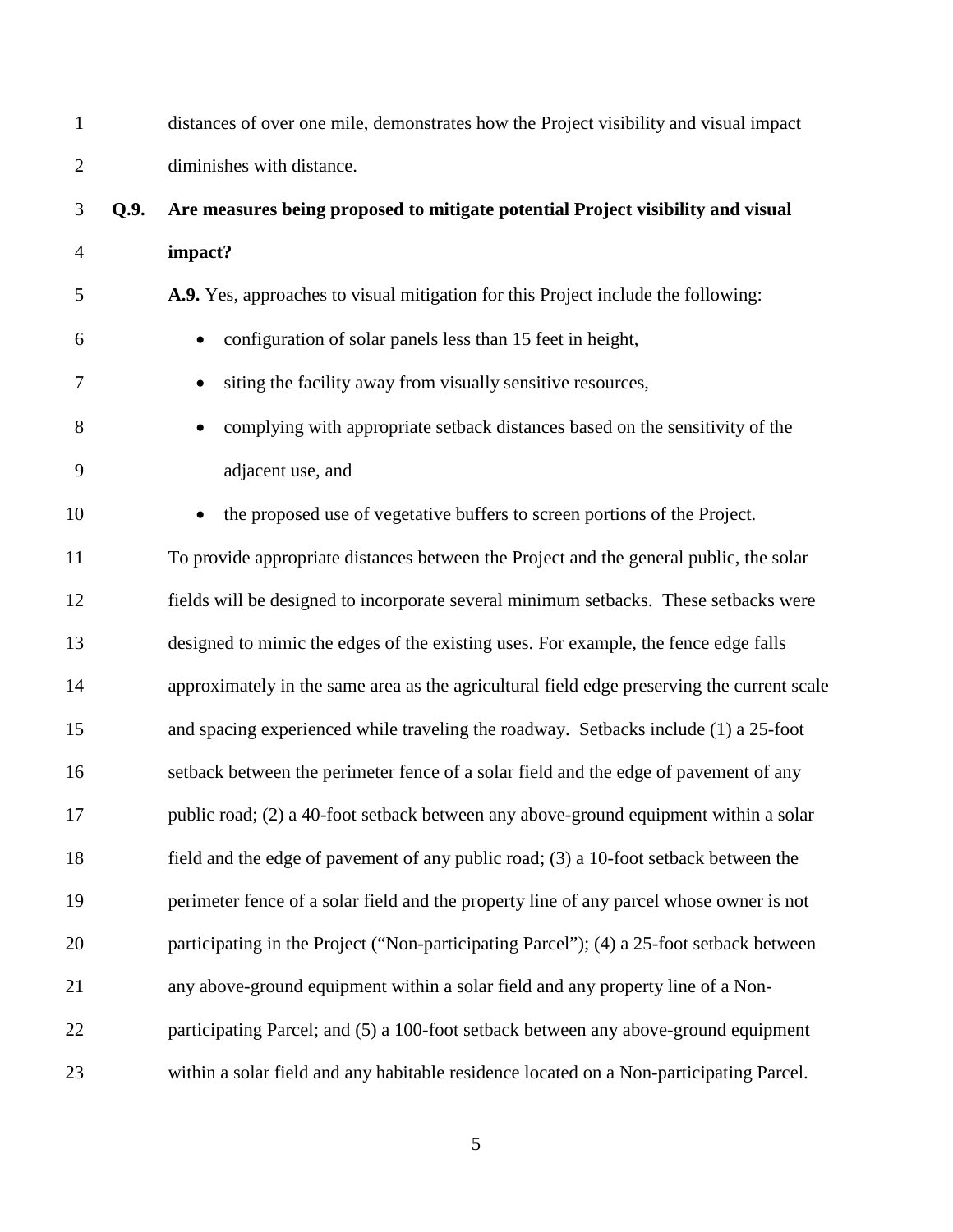distances of over one mile, demonstrates how the Project visibility and visual impact diminishes with distance.

**Q.9. Are measures being proposed to mitigate potential Project visibility and visual impact?**

**A.9.** Yes, approaches to visual mitigation for this Project include the following:

- configuration of solar panels less than 15 feet in height,
- siting the facility away from visually sensitive resources,
- complying with appropriate setback distances based on the sensitivity of the adjacent use, and
- the proposed use of vegetative buffers to screen portions of the Project.

To provide appropriate distances between the Project and the general public, the solar fields will be designed to incorporate several minimum setbacks. These setbacks were designed to mimic the edges of the existing uses. For example, the fence edge falls approximately in the same area as the agricultural field edge preserving the current scale and spacing experienced while traveling the roadway. Setbacks include (1) a 25-foot setback between the perimeter fence of a solar field and the edge of pavement of any public road; (2) a 40-foot setback between any above-ground equipment within a solar field and the edge of pavement of any public road; (3) a 10-foot setback between the perimeter fence of a solar field and the property line of any parcel whose owner is not participating in the Project ("Non-participating Parcel"); (4) a 25-foot setback between any above-ground equipment within a solar field and any property line of a Non-participating Parcel; and (5) a 100-foot setback between any above-ground equipment within a solar field and any habitable residence located on a Non-participating Parcel.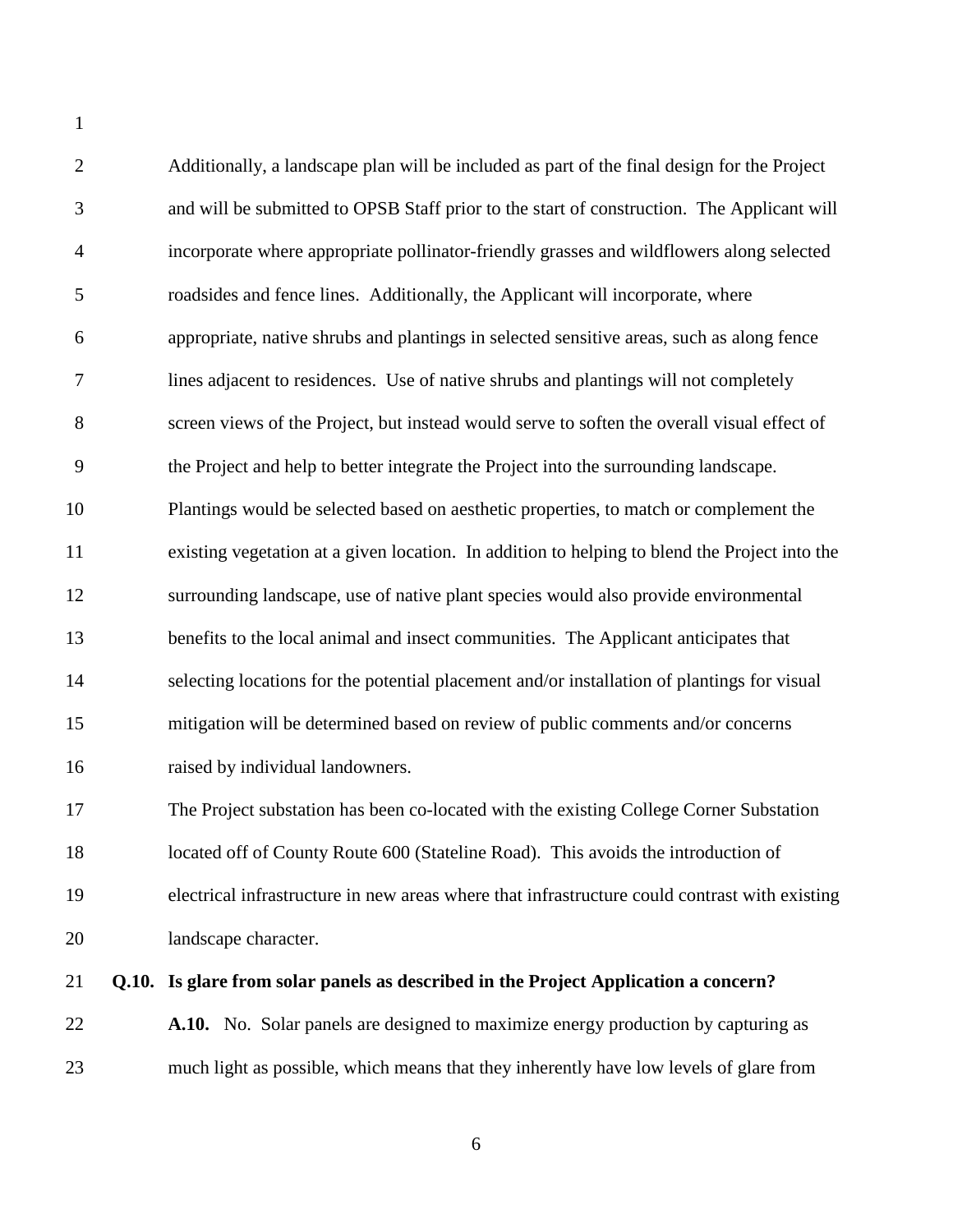Additionally, a landscape plan will be included as part of the final design for the Project and will be submitted to OPSB Staff prior to the start of construction. The Applicant will incorporate where appropriate pollinator-friendly grasses and wildflowers along selected roadsides and fence lines. Additionally, the Applicant will incorporate, where appropriate, native shrubs and plantings in selected sensitive areas, such as along fence lines adjacent to residences. Use of native shrubs and plantings will not completely screen views of the Project, but instead would serve to soften the overall visual effect of the Project and help to better integrate the Project into the surrounding landscape. Plantings would be selected based on aesthetic properties, to match or complement the existing vegetation at a given location. In addition to helping to blend the Project into the surrounding landscape, use of native plant species would also provide environmental benefits to the local animal and insect communities. The Applicant anticipates that selecting locations for the potential placement and/or installation of plantings for visual mitigation will be determined based on review of public comments and/or concerns raised by individual landowners.

The Project substation has been co-located with the existing College Corner Substation located off of County Route 600 (Stateline Road). This avoids the introduction of electrical infrastructure in new areas where that infrastructure could contrast with existing landscape character.

**Q.10. Is glare from solar panels as described in the Project Application a concern?**

**A.10.** No. Solar panels are designed to maximize energy production by capturing as much light as possible, which means that they inherently have low levels of glare from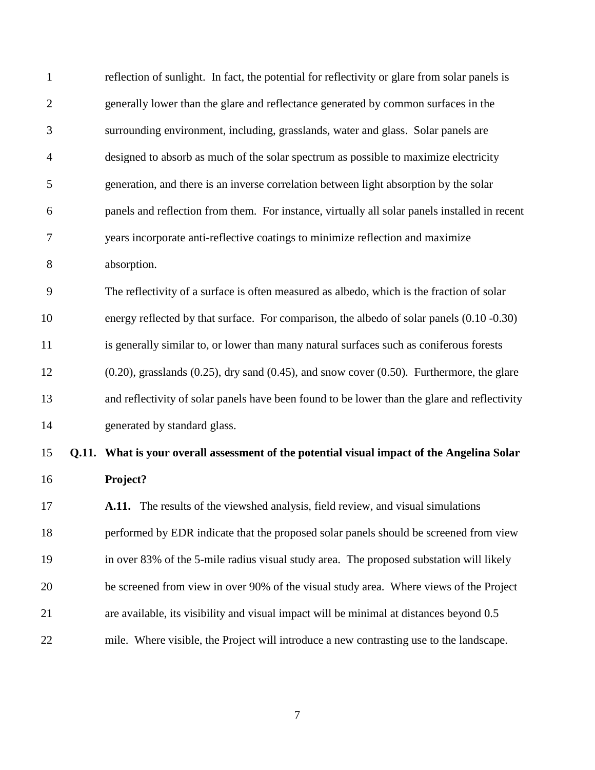reflection of sunlight. In fact, the potential for reflectivity or glare from solar panels is generally lower than the glare and reflectance generated by common surfaces in the surrounding environment, including, grasslands, water and glass. Solar panels are designed to absorb as much of the solar spectrum as possible to maximize electricity generation, and there is an inverse correlation between light absorption by the solar panels and reflection from them. For instance, virtually all solar panels installed in recent years incorporate anti-reflective coatings to minimize reflection and maximize absorption.

The reflectivity of a surface is often measured as albedo, which is the fraction of solar energy reflected by that surface. For comparison, the albedo of solar panels (0.10 -0.30) is generally similar to, or lower than many natural surfaces such as coniferous forests (0.20), grasslands (0.25), dry sand (0.45), and snow cover (0.50). Furthermore, the glare and reflectivity of solar panels have been found to be lower than the glare and reflectivity generated by standard glass.

**Q.11. What is your overall assessment of the potential visual impact of the Angelina Solar Project?**

**A.11.** The results of the viewshed analysis, field review, and visual simulations performed by EDR indicate that the proposed solar panels should be screened from view in over 83% of the 5-mile radius visual study area. The proposed substation will likely be screened from view in over 90% of the visual study area. Where views of the Project are available, its visibility and visual impact will be minimal at distances beyond 0.5 mile. Where visible, the Project will introduce a new contrasting use to the landscape.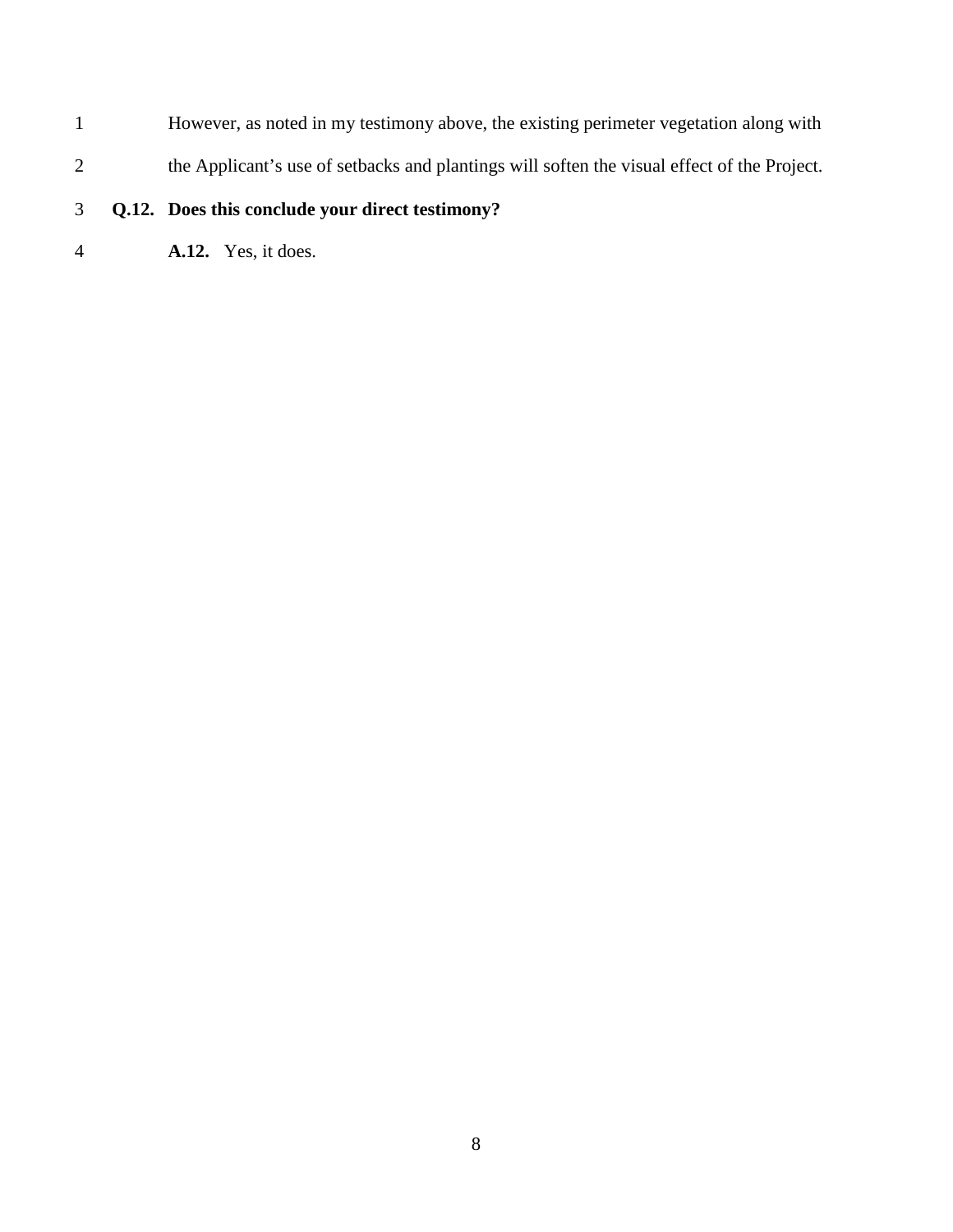However, as noted in my testimony above, the existing perimeter vegetation along with the Applicant's use of setbacks and plantings will soften the visual effect of the Project.

**Q.12. Does this conclude your direct testimony?**

**A.12.** Yes, it does.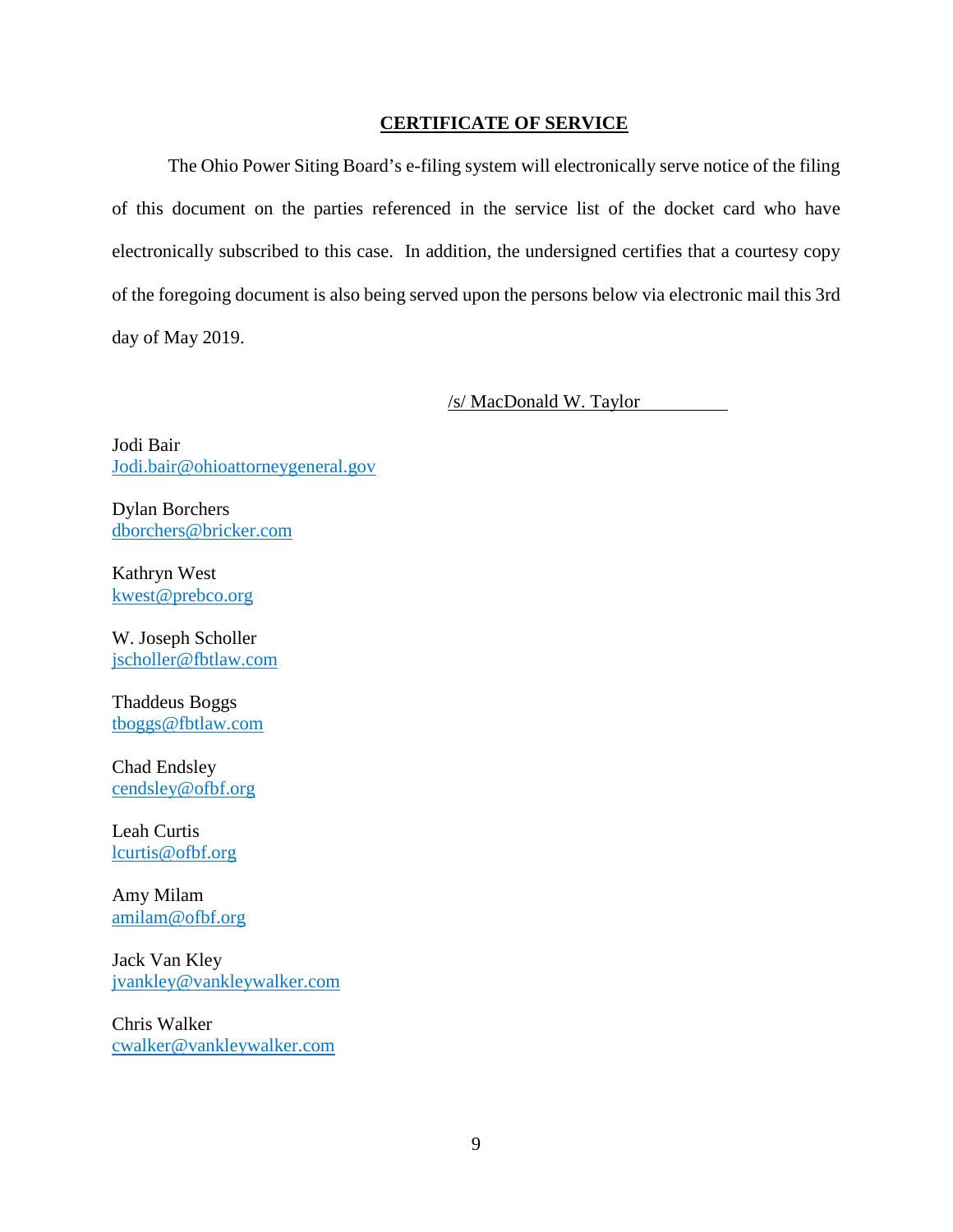## CERTIFICATE OF SERVICE

The Ohio Power Siting Board's e-filing system will electronically serve notice of the filing of this document on the parties referenced in the service list of the docket card who have electronically subscribed to this case. In addition, the undersigned certifies that a courtesy copy of the foregoing document is also being served upon the persons below via electronic mail this 3rd day of May 2019.

/s/ MacDonald W. Taylor

Jodi Bair
Jodi.bair@ohioattorneygeneral.gov

Dylan Borchers
dborchers@bricker.com

Kathryn West
kwest@prebco.org

W. Joseph Scholler
jscholler@fbtlaw.com

Thaddeus Boggs
tboggs@fbtlaw.com

Chad Endsley
cendsley@ofbf.org

Leah Curtis
lcurtis@ofbf.org

Amy Milam
amilam@ofbf.org

Jack Van Kley
jvankley@vankleywalker.com

Chris Walker
cwalker@vankleywalker.com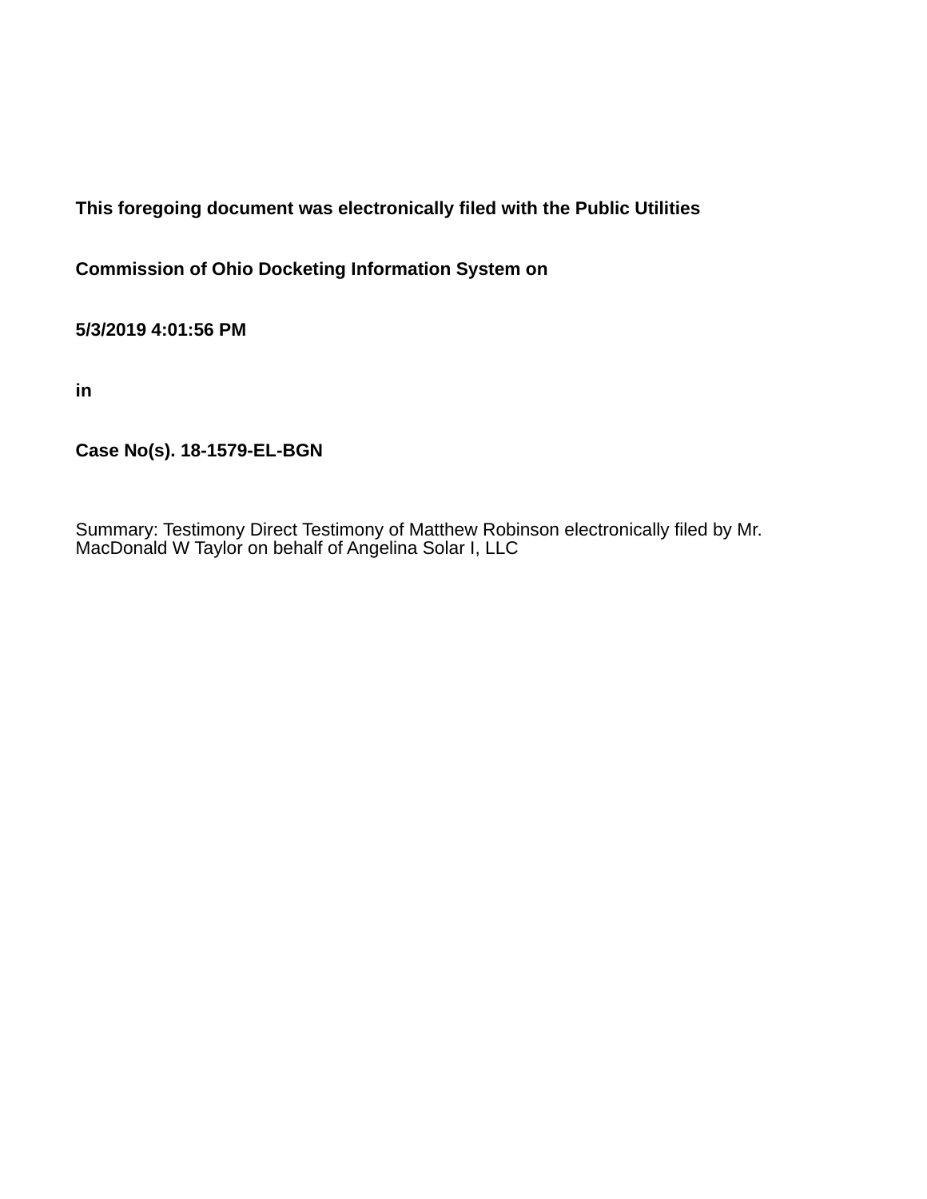**This foregoing document was electronically filed with the Public Utilities**

**Commission of Ohio Docketing Information System on**

**5/3/2019 4:01:56 PM**

**in**

**Case No(s). 18-1579-EL-BGN**

Summary: Testimony Direct Testimony of Matthew Robinson electronically filed by Mr. MacDonald W Taylor on behalf of Angelina Solar I, LLC